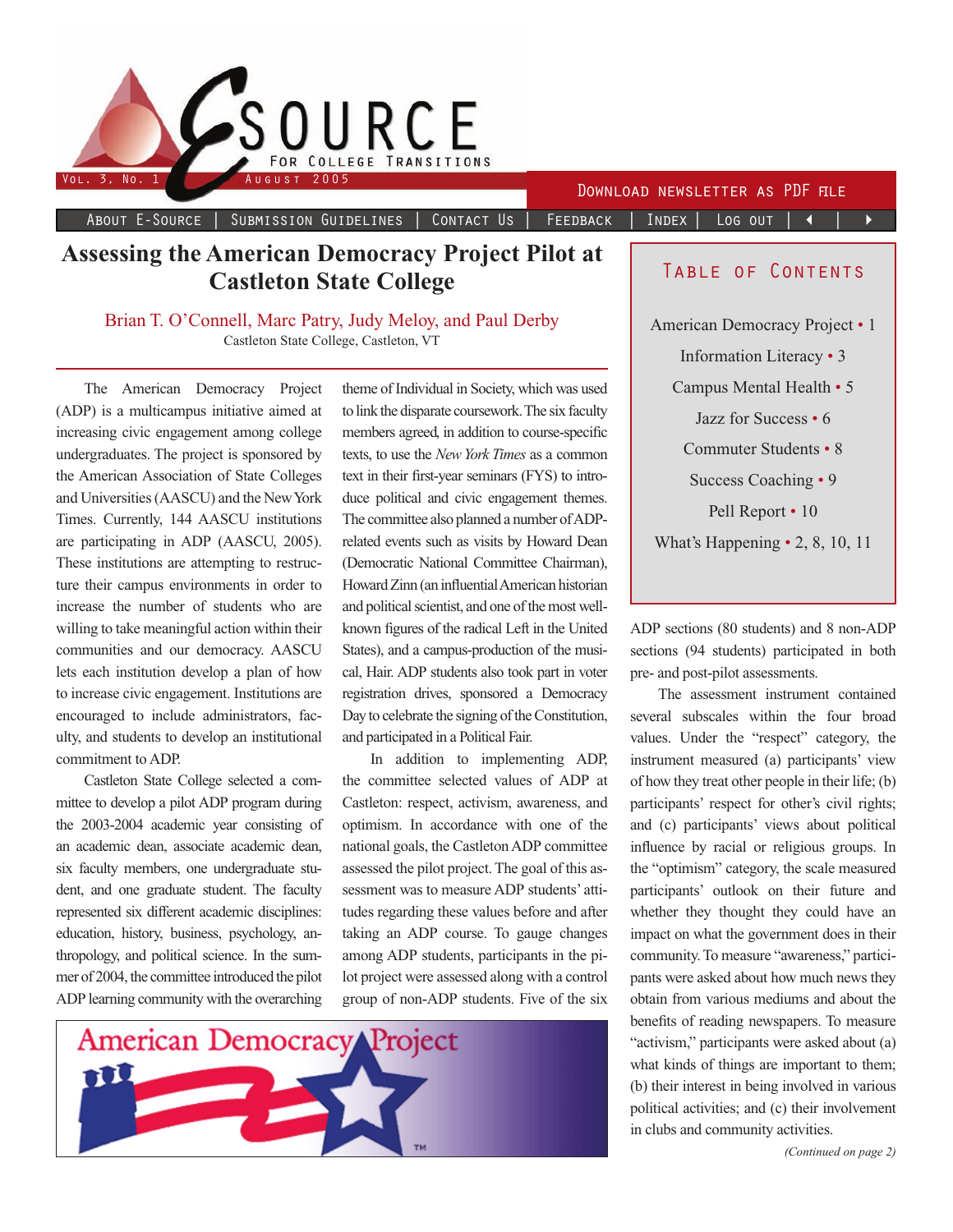# Assessing the American Democracy Project Pilot at Castleton State College

Brian T. O'Connell, Marc Patry, Judy Meloy, and Paul Derby
Castleton State College, Castleton, VT

The American Democracy Project (ADP) is a multicampus initiative aimed at increasing civic engagement among college undergraduates. The project is sponsored by the American Association of State Colleges and Universities (AASCU) and the New York Times. Currently, 144 AASCU institutions are participating in ADP (AASCU, 2005). These institutions are attempting to restructure their campus environments in order to increase the number of students who are willing to take meaningful action within their communities and our democracy. AASCU lets each institution develop a plan of how to increase civic engagement. Institutions are encouraged to include administrators, faculty, and students to develop an institutional commitment to ADP.

Castleton State College selected a committee to develop a pilot ADP program during the 2003-2004 academic year consisting of an academic dean, associate academic dean, six faculty members, one undergraduate student, and one graduate student. The faculty represented six different academic disciplines: education, history, business, psychology, anthropology, and political science. In the summer of 2004, the committee introduced the pilot ADP learning community with the overarching theme of Individual in Society, which was used to link the disparate coursework. The six faculty members agreed, in addition to course-specific texts, to use the *New York Times* as a common text in their first-year seminars (FYS) to introduce political and civic engagement themes. The committee also planned a number of ADP-related events such as visits by Howard Dean (Democratic National Committee Chairman), Howard Zinn (an influential American historian and political scientist, and one of the most well-known figures of the radical Left in the United States), and a campus-production of the musical, Hair. ADP students also took part in voter registration drives, sponsored a Democracy Day to celebrate the signing of the Constitution, and participated in a Political Fair.

In addition to implementing ADP, the committee selected values of ADP at Castleton: respect, activism, awareness, and optimism. In accordance with one of the national goals, the Castleton ADP committee assessed the pilot project. The goal of this assessment was to measure ADP students' attitudes regarding these values before and after taking an ADP course. To gauge changes among ADP students, participants in the pilot project were assessed along with a control group of non-ADP students. Five of the six ADP sections (80 students) and 8 non-ADP sections (94 students) participated in both pre- and post-pilot assessments.

The assessment instrument contained several subscales within the four broad values. Under the "respect" category, the instrument measured (a) participants' view of how they treat other people in their life; (b) participants' respect for other's civil rights; and (c) participants' views about political influence by racial or religious groups. In the "optimism" category, the scale measured participants' outlook on their future and whether they thought they could have an impact on what the government does in their community. To measure "awareness," participants were asked about how much news they obtain from various mediums and about the benefits of reading newspapers. To measure "activism," participants were asked about (a) what kinds of things are important to them; (b) their interest in being involved in various political activities; and (c) their involvement in clubs and community activities.

*(Continued on page 2)*

## Table of Contents

- American Democracy Project • 1
- Information Literacy • 3
- Campus Mental Health • 5
- Jazz for Success • 6
- Commuter Students • 8
- Success Coaching • 9
- Pell Report • 10
- What's Happening • 2, 8, 10, 11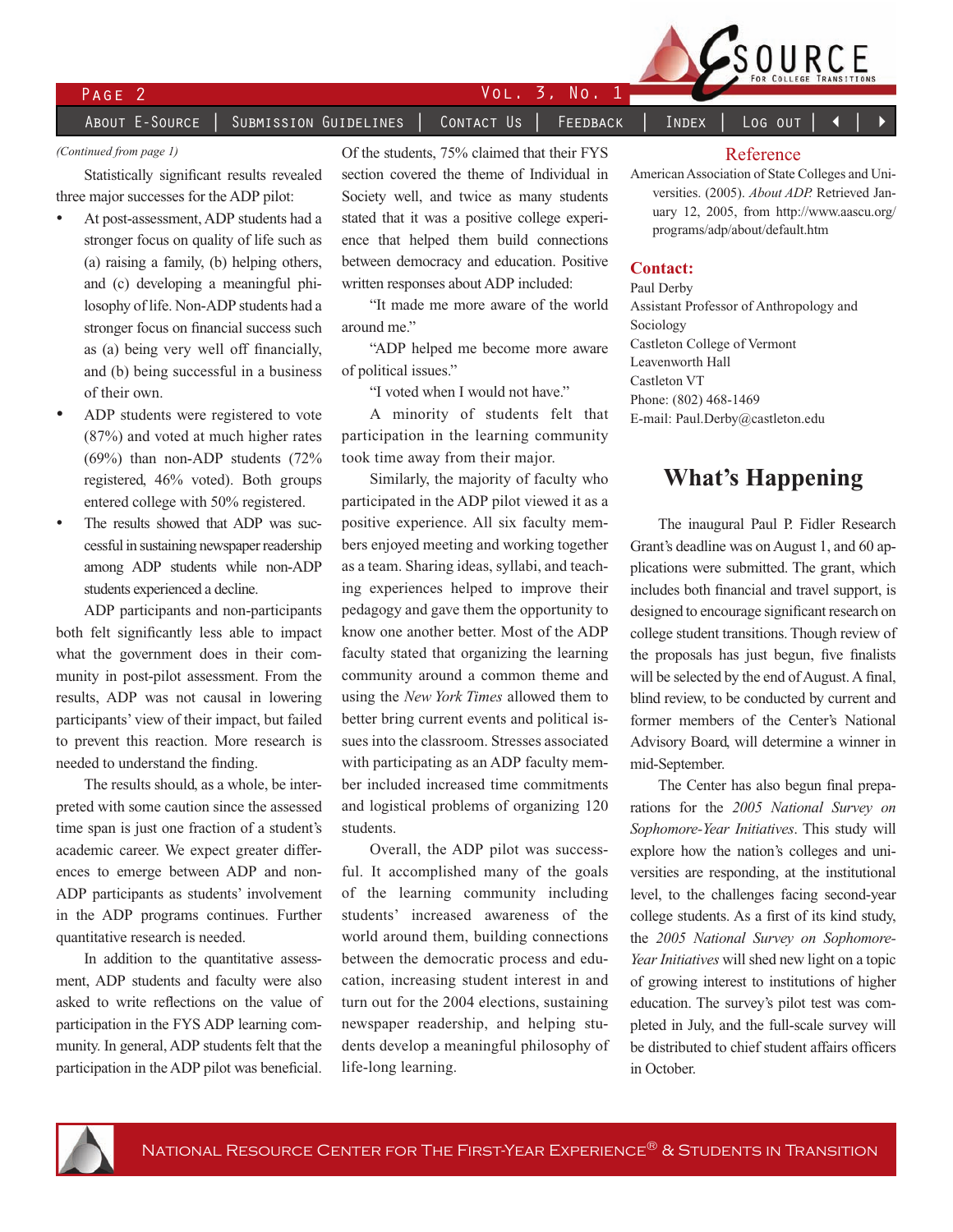*(Continued from page 1)*

Statistically significant results revealed three major successes for the ADP pilot:

- At post-assessment, ADP students had a stronger focus on quality of life such as (a) raising a family, (b) helping others, and (c) developing a meaningful philosophy of life. Non-ADP students had a stronger focus on financial success such as (a) being very well off financially, and (b) being successful in a business of their own.
- ADP students were registered to vote (87%) and voted at much higher rates (69%) than non-ADP students (72% registered, 46% voted). Both groups entered college with 50% registered.
- The results showed that ADP was successful in sustaining newspaper readership among ADP students while non-ADP students experienced a decline.

ADP participants and non-participants both felt significantly less able to impact what the government does in their community in post-pilot assessment. From the results, ADP was not causal in lowering participants' view of their impact, but failed to prevent this reaction. More research is needed to understand the finding.

The results should, as a whole, be interpreted with some caution since the assessed time span is just one fraction of a student's academic career. We expect greater differences to emerge between ADP and non-ADP participants as students' involvement in the ADP programs continues. Further quantitative research is needed.

In addition to the quantitative assessment, ADP students and faculty were also asked to write reflections on the value of participation in the FYS ADP learning community. In general, ADP students felt that the participation in the ADP pilot was beneficial. Of the students, 75% claimed that their FYS section covered the theme of Individual in Society well, and twice as many students stated that it was a positive college experience that helped them build connections between democracy and education. Positive written responses about ADP included:

"It made me more aware of the world around me."

"ADP helped me become more aware of political issues."

"I voted when I would not have."

A minority of students felt that participation in the learning community took time away from their major.

Similarly, the majority of faculty who participated in the ADP pilot viewed it as a positive experience. All six faculty members enjoyed meeting and working together as a team. Sharing ideas, syllabi, and teaching experiences helped to improve their pedagogy and gave them the opportunity to know one another better. Most of the ADP faculty stated that organizing the learning community around a common theme and using the *New York Times* allowed them to better bring current events and political issues into the classroom. Stresses associated with participating as an ADP faculty member included increased time commitments and logistical problems of organizing 120 students.

Overall, the ADP pilot was successful. It accomplished many of the goals of the learning community including students' increased awareness of the world around them, building connections between the democratic process and education, increasing student interest in and turn out for the 2004 elections, sustaining newspaper readership, and helping students develop a meaningful philosophy of life-long learning.

## Reference

American Association of State Colleges and Universities. (2005). *About ADP.* Retrieved January 12, 2005, from http://www.aascu.org/programs/adp/about/default.htm

**Contact:**

Paul Derby
Assistant Professor of Anthropology and Sociology
Castleton College of Vermont
Leavenworth Hall
Castleton VT
Phone: (802) 468-1469
E-mail: Paul.Derby@castleton.edu

# What's Happening

The inaugural Paul P. Fidler Research Grant's deadline was on August 1, and 60 applications were submitted. The grant, which includes both financial and travel support, is designed to encourage significant research on college student transitions. Though review of the proposals has just begun, five finalists will be selected by the end of August. A final, blind review, to be conducted by current and former members of the Center's National Advisory Board, will determine a winner in mid-September.

The Center has also begun final preparations for the *2005 National Survey on Sophomore-Year Initiatives*. This study will explore how the nation's colleges and universities are responding, at the institutional level, to the challenges facing second-year college students. As a first of its kind study, the *2005 National Survey on Sophomore-Year Initiatives* will shed new light on a topic of growing interest to institutions of higher education. The survey's pilot test was completed in July, and the full-scale survey will be distributed to chief student affairs officers in October.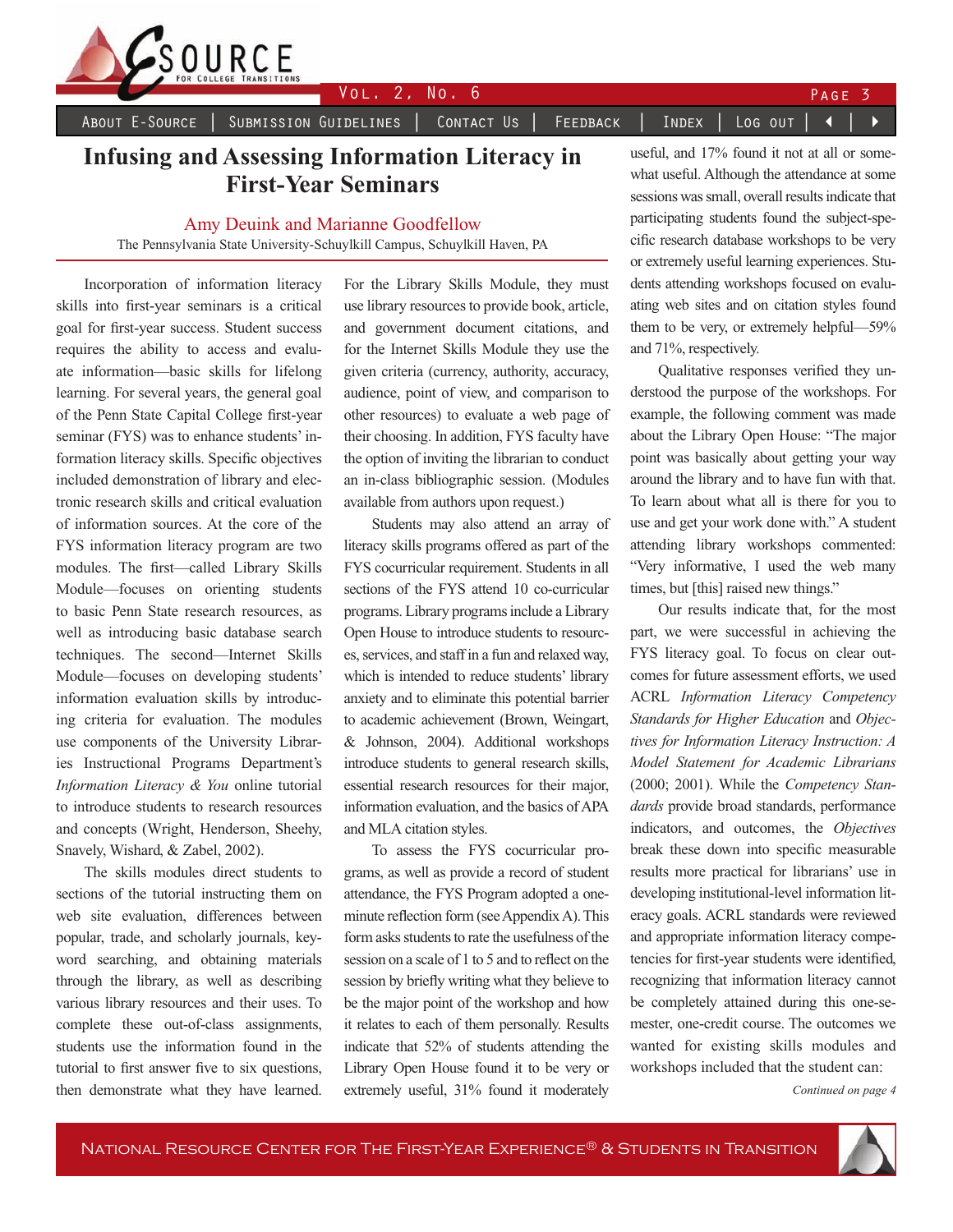# Infusing and Assessing Information Literacy in First-Year Seminars

Amy Deuink and Marianne Goodfellow
The Pennsylvania State University-Schuylkill Campus, Schuylkill Haven, PA

Incorporation of information literacy skills into first-year seminars is a critical goal for first-year success. Student success requires the ability to access and evaluate information—basic skills for lifelong learning. For several years, the general goal of the Penn State Capital College first-year seminar (FYS) was to enhance students' information literacy skills. Specific objectives included demonstration of library and electronic research skills and critical evaluation of information sources. At the core of the FYS information literacy program are two modules. The first—called Library Skills Module—focuses on orienting students to basic Penn State research resources, as well as introducing basic database search techniques. The second—Internet Skills Module—focuses on developing students' information evaluation skills by introducing criteria for evaluation. The modules use components of the University Libraries Instructional Programs Department's *Information Literacy & You* online tutorial to introduce students to research resources and concepts (Wright, Henderson, Sheehy, Snavely, Wishard, & Zabel, 2002).

The skills modules direct students to sections of the tutorial instructing them on web site evaluation, differences between popular, trade, and scholarly journals, keyword searching, and obtaining materials through the library, as well as describing various library resources and their uses. To complete these out-of-class assignments, students use the information found in the tutorial to first answer five to six questions, then demonstrate what they have learned. For the Library Skills Module, they must use library resources to provide book, article, and government document citations, and for the Internet Skills Module they use the given criteria (currency, authority, accuracy, audience, point of view, and comparison to other resources) to evaluate a web page of their choosing. In addition, FYS faculty have the option of inviting the librarian to conduct an in-class bibliographic session. (Modules available from authors upon request.)

Students may also attend an array of literacy skills programs offered as part of the FYS cocurricular requirement. Students in all sections of the FYS attend 10 co-curricular programs. Library programs include a Library Open House to introduce students to resources, services, and staff in a fun and relaxed way, which is intended to reduce students' library anxiety and to eliminate this potential barrier to academic achievement (Brown, Weingart, & Johnson, 2004). Additional workshops introduce students to general research skills, essential research resources for their major, information evaluation, and the basics of APA and MLA citation styles.

To assess the FYS cocurricular programs, as well as provide a record of student attendance, the FYS Program adopted a one-minute reflection form (see Appendix A). This form asks students to rate the usefulness of the session on a scale of 1 to 5 and to reflect on the session by briefly writing what they believe to be the major point of the workshop and how it relates to each of them personally. Results indicate that 52% of students attending the Library Open House found it to be very or extremely useful, 31% found it moderately useful, and 17% found it not at all or somewhat useful. Although the attendance at some sessions was small, overall results indicate that participating students found the subject-specific research database workshops to be very or extremely useful learning experiences. Students attending workshops focused on evaluating web sites and on citation styles found them to be very, or extremely helpful—59% and 71%, respectively.

Qualitative responses verified they understood the purpose of the workshops. For example, the following comment was made about the Library Open House: "The major point was basically about getting your way around the library and to have fun with that. To learn about what all is there for you to use and get your work done with." A student attending library workshops commented: "Very informative, I used the web many times, but [this] raised new things."

Our results indicate that, for the most part, we were successful in achieving the FYS literacy goal. To focus on clear outcomes for future assessment efforts, we used ACRL *Information Literacy Competency Standards for Higher Education* and *Objectives for Information Literacy Instruction: A Model Statement for Academic Librarians* (2000; 2001). While the *Competency Standards* provide broad standards, performance indicators, and outcomes, the *Objectives* break these down into specific measurable results more practical for librarians' use in developing institutional-level information literacy goals. ACRL standards were reviewed and appropriate information literacy competencies for first-year students were identified, recognizing that information literacy cannot be completely attained during this one-semester, one-credit course. The outcomes we wanted for existing skills modules and workshops included that the student can:

*Continued on page 4*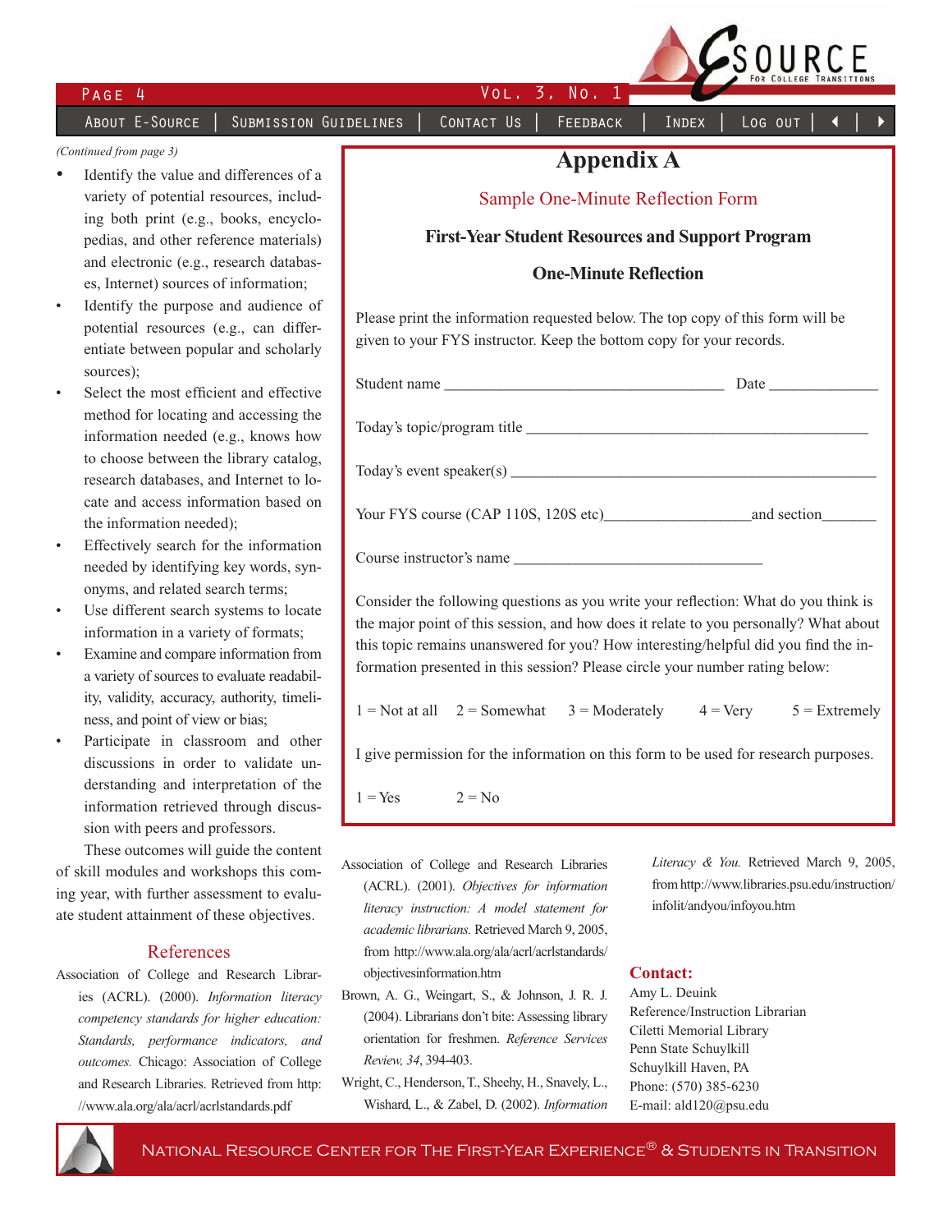*(Continued from page 3)*

- Identify the value and differences of a variety of potential resources, including both print (e.g., books, encyclopedias, and other reference materials) and electronic (e.g., research databases, Internet) sources of information;
- Identify the purpose and audience of potential resources (e.g., can differentiate between popular and scholarly sources);
- Select the most efficient and effective method for locating and accessing the information needed (e.g., knows how to choose between the library catalog, research databases, and Internet to locate and access information based on the information needed);
- Effectively search for the information needed by identifying key words, synonyms, and related search terms;
- Use different search systems to locate information in a variety of formats;
- Examine and compare information from a variety of sources to evaluate readability, validity, accuracy, authority, timeliness, and point of view or bias;
- Participate in classroom and other discussions in order to validate understanding and interpretation of the information retrieved through discussion with peers and professors.

These outcomes will guide the content of skill modules and workshops this coming year, with further assessment to evaluate student attainment of these objectives.

## Appendix A

### Sample One-Minute Reflection Form

**First-Year Student Resources and Support Program**

**One-Minute Reflection**

Please print the information requested below. The top copy of this form will be given to your FYS instructor. Keep the bottom copy for your records.

Student name ___________________________________ Date ______________

Today's topic/program title ____________________________________________

Today's event speaker(s) ______________________________________________

Your FYS course (CAP 110S, 120S etc)__________________and section_______

Course instructor's name _______________________________

Consider the following questions as you write your reflection: What do you think is the major point of this session, and how does it relate to you personally? What about this topic remains unanswered for you? How interesting/helpful did you find the information presented in this session? Please circle your number rating below:

1 = Not at all  2 = Somewhat  3 = Moderately  4 = Very  5 = Extremely

I give permission for the information on this form to be used for research purposes.

1 = Yes  2 = No

## References

Association of College and Research Libraries (ACRL). (2000). *Information literacy competency standards for higher education: Standards, performance indicators, and outcomes.* Chicago: Association of College and Research Libraries. Retrieved from http://www.ala.org/ala/acrl/acrlstandards.pdf

Association of College and Research Libraries (ACRL). (2001). *Objectives for information literacy instruction: A model statement for academic librarians.* Retrieved March 9, 2005, from http://www.ala.org/ala/acrl/acrlstandards/objectivesinformation.htm

Brown, A. G., Weingart, S., & Johnson, J. R. J. (2004). Librarians don't bite: Assessing library orientation for freshmen. *Reference Services Review, 34*, 394-403.

Wright, C., Henderson, T., Sheehy, H., Snavely, L., Wishard, L., & Zabel, D. (2002). *Information Literacy & You.* Retrieved March 9, 2005, from http://www.libraries.psu.edu/instruction/infolit/andyou/infoyou.htm

**Contact:**

Amy L. Deuink
Reference/Instruction Librarian
Ciletti Memorial Library
Penn State Schuylkill
Schuylkill Haven, PA
Phone: (570) 385-6230
E-mail: ald120@psu.edu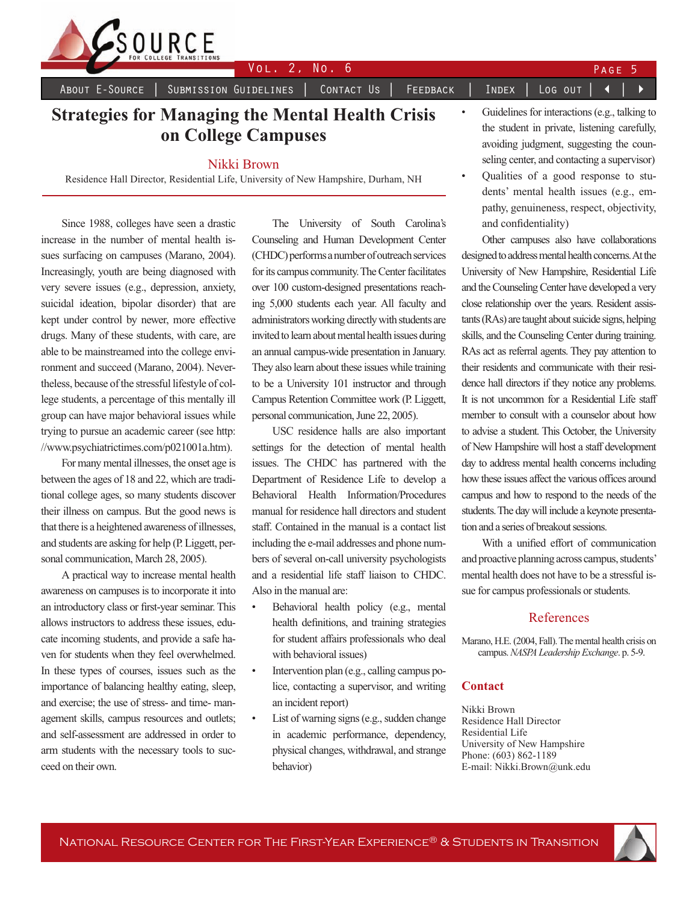# Strategies for Managing the Mental Health Crisis on College Campuses

Nikki Brown

Residence Hall Director, Residential Life, University of New Hampshire, Durham, NH

Since 1988, colleges have seen a drastic increase in the number of mental health issues surfacing on campuses (Marano, 2004). Increasingly, youth are being diagnosed with very severe issues (e.g., depression, anxiety, suicidal ideation, bipolar disorder) that are kept under control by newer, more effective drugs. Many of these students, with care, are able to be mainstreamed into the college environment and succeed (Marano, 2004). Nevertheless, because of the stressful lifestyle of college students, a percentage of this mentally ill group can have major behavioral issues while trying to pursue an academic career (see http://www.psychiatrictimes.com/p021001a.htm).

For many mental illnesses, the onset age is between the ages of 18 and 22, which are traditional college ages, so many students discover their illness on campus. But the good news is that there is a heightened awareness of illnesses, and students are asking for help (P. Liggett, personal communication, March 28, 2005).

A practical way to increase mental health awareness on campuses is to incorporate it into an introductory class or first-year seminar. This allows instructors to address these issues, educate incoming students, and provide a safe haven for students when they feel overwhelmed. In these types of courses, issues such as the importance of balancing healthy eating, sleep, and exercise; the use of stress- and time- management skills, campus resources and outlets; and self-assessment are addressed in order to arm students with the necessary tools to succeed on their own.

The University of South Carolina's Counseling and Human Development Center (CHDC) performs a number of outreach services for its campus community. The Center facilitates over 100 custom-designed presentations reaching 5,000 students each year. All faculty and administrators working directly with students are invited to learn about mental health issues during an annual campus-wide presentation in January. They also learn about these issues while training to be a University 101 instructor and through Campus Retention Committee work (P. Liggett, personal communication, June 22, 2005).

USC residence halls are also important settings for the detection of mental health issues. The CHDC has partnered with the Department of Residence Life to develop a Behavioral Health Information/Procedures manual for residence hall directors and student staff. Contained in the manual is a contact list including the e-mail addresses and phone numbers of several on-call university psychologists and a residential life staff liaison to CHDC. Also in the manual are:

- Behavioral health policy (e.g., mental health definitions, and training strategies for student affairs professionals who deal with behavioral issues)
- Intervention plan (e.g., calling campus police, contacting a supervisor, and writing an incident report)
- List of warning signs (e.g., sudden change in academic performance, dependency, physical changes, withdrawal, and strange behavior)
- Guidelines for interactions (e.g., talking to the student in private, listening carefully, avoiding judgment, suggesting the counseling center, and contacting a supervisor)
- Qualities of a good response to students' mental health issues (e.g., empathy, genuineness, respect, objectivity, and confidentiality)

Other campuses also have collaborations designed to address mental health concerns. At the University of New Hampshire, Residential Life and the Counseling Center have developed a very close relationship over the years. Resident assistants (RAs) are taught about suicide signs, helping skills, and the Counseling Center during training. RAs act as referral agents. They pay attention to their residents and communicate with their residence hall directors if they notice any problems. It is not uncommon for a Residential Life staff member to consult with a counselor about how to advise a student. This October, the University of New Hampshire will host a staff development day to address mental health concerns including how these issues affect the various offices around campus and how to respond to the needs of the students. The day will include a keynote presentation and a series of breakout sessions.

With a unified effort of communication and proactive planning across campus, students' mental health does not have to be a stressful issue for campus professionals or students.

## References

Marano, H.E. (2004, Fall). The mental health crisis on campus. *NASPA Leadership Exchange*. p. 5-9.

## Contact

Nikki Brown
Residence Hall Director
Residential Life
University of New Hampshire
Phone: (603) 862-1189
E-mail: Nikki.Brown@unk.edu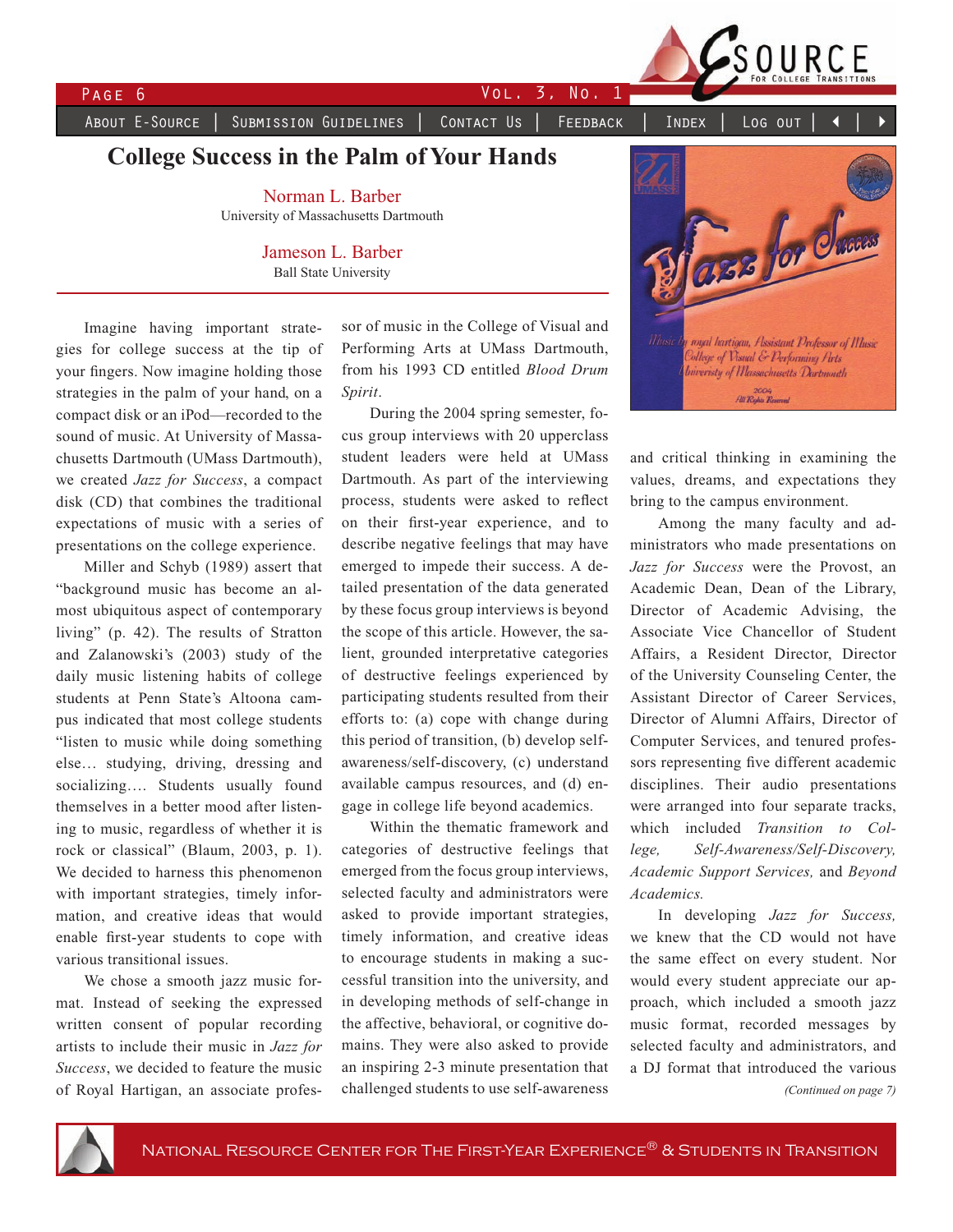# College Success in the Palm of Your Hands

Norman L. Barber
University of Massachusetts Dartmouth

Jameson L. Barber
Ball State University

Imagine having important strategies for college success at the tip of your fingers. Now imagine holding those strategies in the palm of your hand, on a compact disk or an iPod—recorded to the sound of music. At University of Massachusetts Dartmouth (UMass Dartmouth), we created *Jazz for Success*, a compact disk (CD) that combines the traditional expectations of music with a series of presentations on the college experience.

Miller and Schyb (1989) assert that "background music has become an almost ubiquitous aspect of contemporary living" (p. 42). The results of Stratton and Zalanowski's (2003) study of the daily music listening habits of college students at Penn State's Altoona campus indicated that most college students "listen to music while doing something else… studying, driving, dressing and socializing…. Students usually found themselves in a better mood after listening to music, regardless of whether it is rock or classical" (Blaum, 2003, p. 1). We decided to harness this phenomenon with important strategies, timely information, and creative ideas that would enable first-year students to cope with various transitional issues.

We chose a smooth jazz music format. Instead of seeking the expressed written consent of popular recording artists to include their music in *Jazz for Success*, we decided to feature the music of Royal Hartigan, an associate professor of music in the College of Visual and Performing Arts at UMass Dartmouth, from his 1993 CD entitled *Blood Drum Spirit*.

During the 2004 spring semester, focus group interviews with 20 upperclass student leaders were held at UMass Dartmouth. As part of the interviewing process, students were asked to reflect on their first-year experience, and to describe negative feelings that may have emerged to impede their success. A detailed presentation of the data generated by these focus group interviews is beyond the scope of this article. However, the salient, grounded interpretative categories of destructive feelings experienced by participating students resulted from their efforts to: (a) cope with change during this period of transition, (b) develop self-awareness/self-discovery, (c) understand available campus resources, and (d) engage in college life beyond academics.

Within the thematic framework and categories of destructive feelings that emerged from the focus group interviews, selected faculty and administrators were asked to provide important strategies, timely information, and creative ideas to encourage students in making a successful transition into the university, and in developing methods of self-change in the affective, behavioral, or cognitive domains. They were also asked to provide an inspiring 2-3 minute presentation that challenged students to use self-awareness and critical thinking in examining the values, dreams, and expectations they bring to the campus environment.

Among the many faculty and administrators who made presentations on *Jazz for Success* were the Provost, an Academic Dean, Dean of the Library, Director of Academic Advising, the Associate Vice Chancellor of Student Affairs, a Resident Director, Director of the University Counseling Center, the Assistant Director of Career Services, Director of Alumni Affairs, Director of Computer Services, and tenured professors representing five different academic disciplines. Their audio presentations were arranged into four separate tracks, which included *Transition to College, Self-Awareness/Self-Discovery, Academic Support Services,* and *Beyond Academics.*

In developing *Jazz for Success,* we knew that the CD would not have the same effect on every student. Nor would every student appreciate our approach, which included a smooth jazz music format, recorded messages by selected faculty and administrators, and a DJ format that introduced the various

*(Continued on page 7)*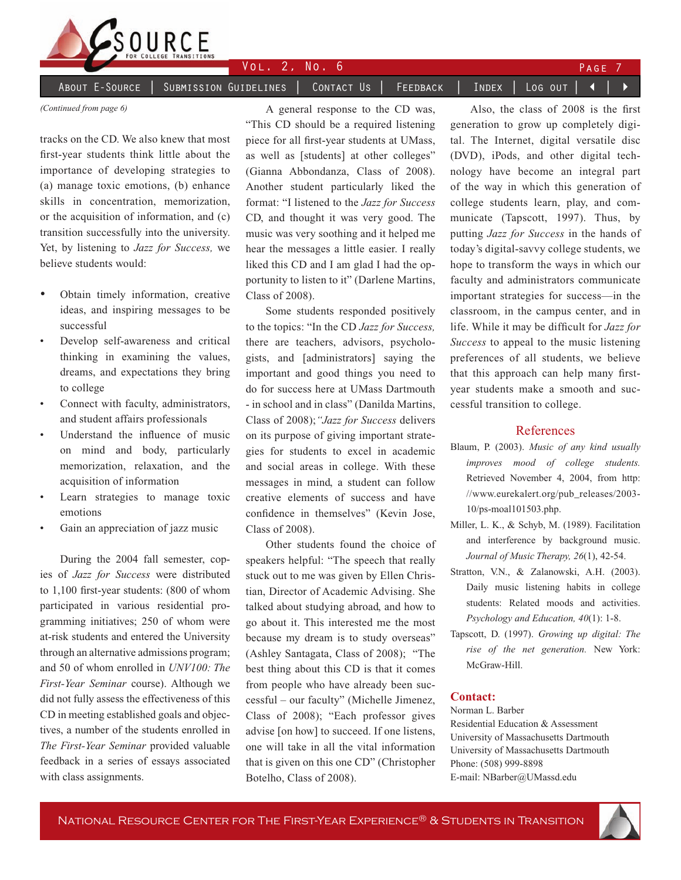*(Continued from page 6)*

tracks on the CD. We also knew that most first-year students think little about the importance of developing strategies to (a) manage toxic emotions, (b) enhance skills in concentration, memorization, or the acquisition of information, and (c) transition successfully into the university. Yet, by listening to *Jazz for Success,* we believe students would:

- Obtain timely information, creative ideas, and inspiring messages to be successful
- Develop self-awareness and critical thinking in examining the values, dreams, and expectations they bring to college
- Connect with faculty, administrators, and student affairs professionals
- Understand the influence of music on mind and body, particularly memorization, relaxation, and the acquisition of information
- Learn strategies to manage toxic emotions
- Gain an appreciation of jazz music

During the 2004 fall semester, copies of *Jazz for Success* were distributed to 1,100 first-year students: (800 of whom participated in various residential programming initiatives; 250 of whom were at-risk students and entered the University through an alternative admissions program; and 50 of whom enrolled in *UNV100: The First-Year Seminar* course). Although we did not fully assess the effectiveness of this CD in meeting established goals and objectives, a number of the students enrolled in *The First-Year Seminar* provided valuable feedback in a series of essays associated with class assignments.

A general response to the CD was, "This CD should be a required listening piece for all first-year students at UMass, as well as [students] at other colleges" (Gianna Abbondanza, Class of 2008). Another student particularly liked the format: "I listened to the *Jazz for Success* CD, and thought it was very good. The music was very soothing and it helped me hear the messages a little easier. I really liked this CD and I am glad I had the opportunity to listen to it" (Darlene Martins, Class of 2008).

Some students responded positively to the topics: "In the CD *Jazz for Success,* there are teachers, advisors, psychologists, and [administrators] saying the important and good things you need to do for success here at UMass Dartmouth - in school and in class" (Danilda Martins, Class of 2008); "*Jazz for Success* delivers on its purpose of giving important strategies for students to excel in academic and social areas in college. With these messages in mind, a student can follow creative elements of success and have confidence in themselves" (Kevin Jose, Class of 2008).

Other students found the choice of speakers helpful: "The speech that really stuck out to me was given by Ellen Christian, Director of Academic Advising. She talked about studying abroad, and how to go about it. This interested me the most because my dream is to study overseas" (Ashley Santagata, Class of 2008); "The best thing about this CD is that it comes from people who have already been successful – our faculty" (Michelle Jimenez, Class of 2008); "Each professor gives advise [on how] to succeed. If one listens, one will take in all the vital information that is given on this one CD" (Christopher Botelho, Class of 2008).

Also, the class of 2008 is the first generation to grow up completely digital. The Internet, digital versatile disc (DVD), iPods, and other digital technology have become an integral part of the way in which this generation of college students learn, play, and communicate (Tapscott, 1997). Thus, by putting *Jazz for Success* in the hands of today's digital-savvy college students, we hope to transform the ways in which our faculty and administrators communicate important strategies for success—in the classroom, in the campus center, and in life. While it may be difficult for *Jazz for Success* to appeal to the music listening preferences of all students, we believe that this approach can help many first-year students make a smooth and successful transition to college.

## References

Blaum, P. (2003). *Music of any kind usually improves mood of college students.* Retrieved November 4, 2004, from http://www.eurekalert.org/pub_releases/2003-10/ps-moal101503.php.

Miller, L. K., & Schyb, M. (1989). Facilitation and interference by background music. *Journal of Music Therapy, 26*(1), 42-54.

Stratton, V.N., & Zalanowski, A.H. (2003). Daily music listening habits in college students: Related moods and activities. *Psychology and Education, 40*(1): 1-8.

Tapscott, D. (1997). *Growing up digital: The rise of the net generation.* New York: McGraw-Hill.

**Contact:**
Norman L. Barber
Residential Education & Assessment
University of Massachusetts Dartmouth
University of Massachusetts Dartmouth
Phone: (508) 999-8898
E-mail: NBarber@UMassd.edu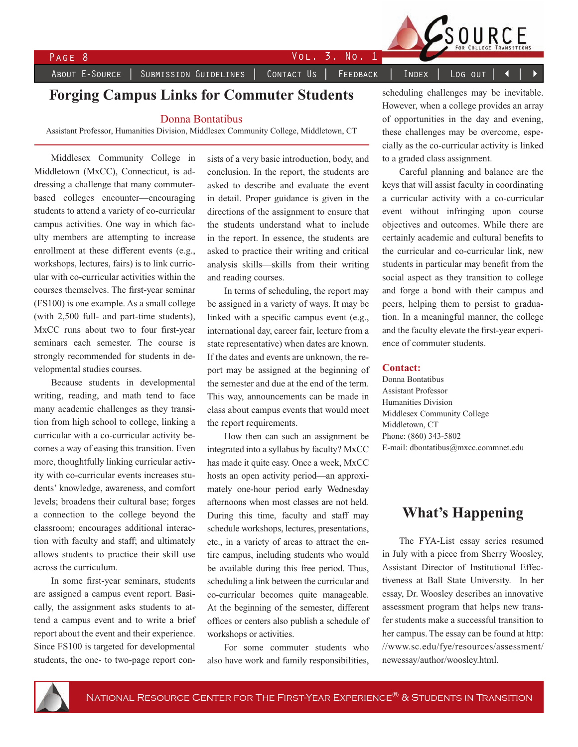# Forging Campus Links for Commuter Students

Donna Bontatibus

Assistant Professor, Humanities Division, Middlesex Community College, Middletown, CT

Middlesex Community College in Middletown (MxCC), Connecticut, is addressing a challenge that many commuter-based colleges encounter—encouraging students to attend a variety of co-curricular campus activities. One way in which faculty members are attempting to increase enrollment at these different events (e.g., workshops, lectures, fairs) is to link curricular with co-curricular activities within the courses themselves. The first-year seminar (FS100) is one example. As a small college (with 2,500 full- and part-time students), MxCC runs about two to four first-year seminars each semester. The course is strongly recommended for students in developmental studies courses.

Because students in developmental writing, reading, and math tend to face many academic challenges as they transition from high school to college, linking a curricular with a co-curricular activity becomes a way of easing this transition. Even more, thoughtfully linking curricular activity with co-curricular events increases students' knowledge, awareness, and comfort levels; broadens their cultural base; forges a connection to the college beyond the classroom; encourages additional interaction with faculty and staff; and ultimately allows students to practice their skill use across the curriculum.

In some first-year seminars, students are assigned a campus event report. Basically, the assignment asks students to attend a campus event and to write a brief report about the event and their experience. Since FS100 is targeted for developmental students, the one- to two-page report consists of a very basic introduction, body, and conclusion. In the report, the students are asked to describe and evaluate the event in detail. Proper guidance is given in the directions of the assignment to ensure that the students understand what to include in the report. In essence, the students are asked to practice their writing and critical analysis skills—skills from their writing and reading courses.

In terms of scheduling, the report may be assigned in a variety of ways. It may be linked with a specific campus event (e.g., international day, career fair, lecture from a state representative) when dates are known. If the dates and events are unknown, the report may be assigned at the beginning of the semester and due at the end of the term. This way, announcements can be made in class about campus events that would meet the report requirements.

How then can such an assignment be integrated into a syllabus by faculty? MxCC has made it quite easy. Once a week, MxCC hosts an open activity period—an approximately one-hour period early Wednesday afternoons when most classes are not held. During this time, faculty and staff may schedule workshops, lectures, presentations, etc., in a variety of areas to attract the entire campus, including students who would be available during this free period. Thus, scheduling a link between the curricular and co-curricular becomes quite manageable. At the beginning of the semester, different offices or centers also publish a schedule of workshops or activities.

For some commuter students who also have work and family responsibilities, scheduling challenges may be inevitable. However, when a college provides an array of opportunities in the day and evening, these challenges may be overcome, especially as the co-curricular activity is linked to a graded class assignment.

Careful planning and balance are the keys that will assist faculty in coordinating a curricular activity with a co-curricular event without infringing upon course objectives and outcomes. While there are certainly academic and cultural benefits to the curricular and co-curricular link, new students in particular may benefit from the social aspect as they transition to college and forge a bond with their campus and peers, helping them to persist to graduation. In a meaningful manner, the college and the faculty elevate the first-year experience of commuter students.

**Contact:**
Donna Bontatibus
Assistant Professor
Humanities Division
Middlesex Community College
Middletown, CT
Phone: (860) 343-5802
E-mail: dbontatibus@mxcc.commnet.edu

# What's Happening

The FYA-List essay series resumed in July with a piece from Sherry Woosley, Assistant Director of Institutional Effectiveness at Ball State University. In her essay, Dr. Woosley describes an innovative assessment program that helps new transfer students make a successful transition to her campus. The essay can be found at http://www.sc.edu/fye/resources/assessment/newessay/author/woosley.html.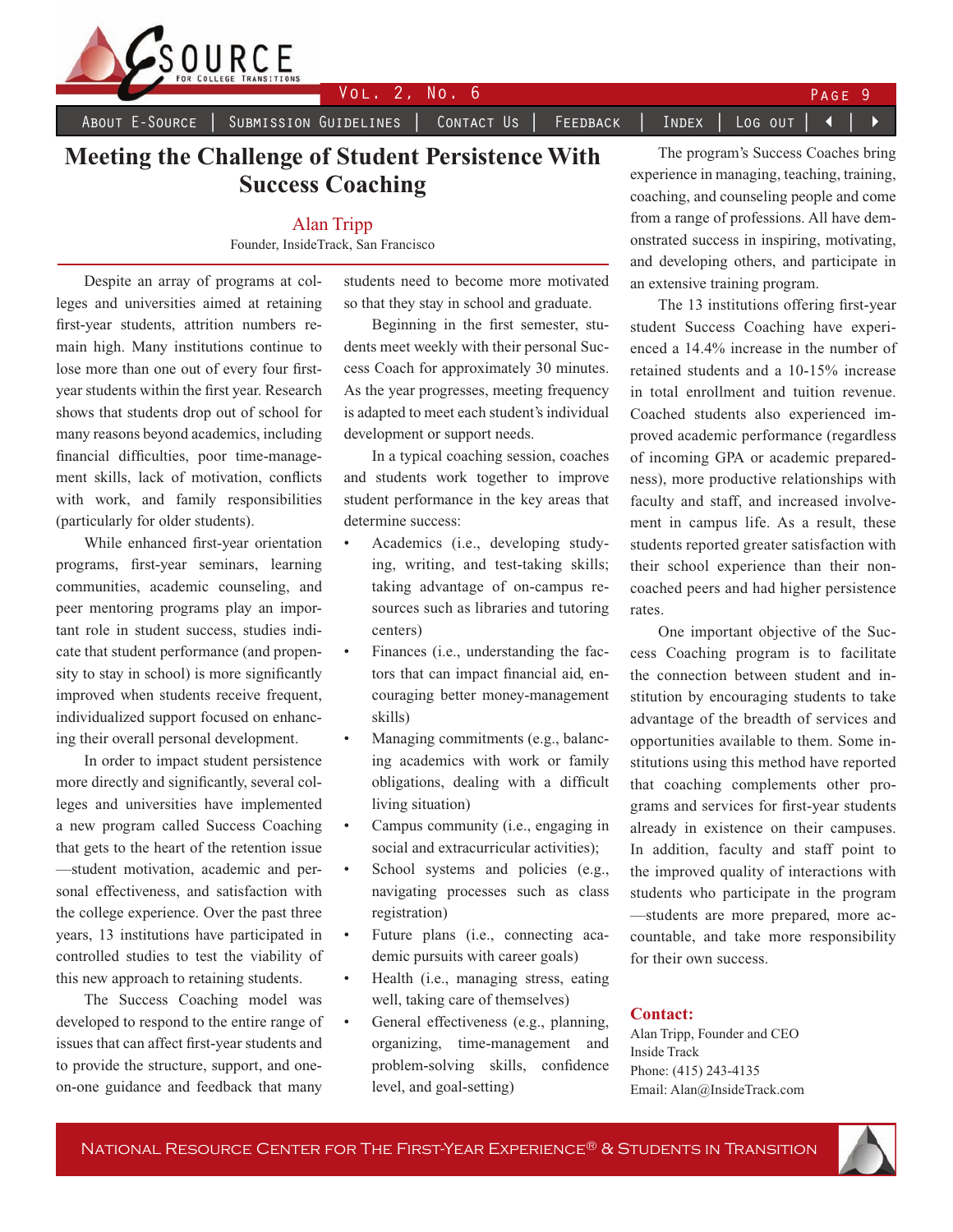# Meeting the Challenge of Student Persistence With Success Coaching

Alan Tripp
Founder, InsideTrack, San Francisco

Despite an array of programs at colleges and universities aimed at retaining first-year students, attrition numbers remain high. Many institutions continue to lose more than one out of every four first-year students within the first year. Research shows that students drop out of school for many reasons beyond academics, including financial difficulties, poor time-management skills, lack of motivation, conflicts with work, and family responsibilities (particularly for older students).

While enhanced first-year orientation programs, first-year seminars, learning communities, academic counseling, and peer mentoring programs play an important role in student success, studies indicate that student performance (and propensity to stay in school) is more significantly improved when students receive frequent, individualized support focused on enhancing their overall personal development.

In order to impact student persistence more directly and significantly, several colleges and universities have implemented a new program called Success Coaching that gets to the heart of the retention issue—student motivation, academic and personal effectiveness, and satisfaction with the college experience. Over the past three years, 13 institutions have participated in controlled studies to test the viability of this new approach to retaining students.

The Success Coaching model was developed to respond to the entire range of issues that can affect first-year students and to provide the structure, support, and one-on-one guidance and feedback that many students need to become more motivated so that they stay in school and graduate.

Beginning in the first semester, students meet weekly with their personal Success Coach for approximately 30 minutes. As the year progresses, meeting frequency is adapted to meet each student's individual development or support needs.

In a typical coaching session, coaches and students work together to improve student performance in the key areas that determine success:

- Academics (i.e., developing studying, writing, and test-taking skills; taking advantage of on-campus resources such as libraries and tutoring centers)
- Finances (i.e., understanding the factors that can impact financial aid, encouraging better money-management skills)
- Managing commitments (e.g., balancing academics with work or family obligations, dealing with a difficult living situation)
- Campus community (i.e., engaging in social and extracurricular activities);
- School systems and policies (e.g., navigating processes such as class registration)
- Future plans (i.e., connecting academic pursuits with career goals)
- Health (i.e., managing stress, eating well, taking care of themselves)
- General effectiveness (e.g., planning, organizing, time-management and problem-solving skills, confidence level, and goal-setting)

The program's Success Coaches bring experience in managing, teaching, training, coaching, and counseling people and come from a range of professions. All have demonstrated success in inspiring, motivating, and developing others, and participate in an extensive training program.

The 13 institutions offering first-year student Success Coaching have experienced a 14.4% increase in the number of retained students and a 10-15% increase in total enrollment and tuition revenue. Coached students also experienced improved academic performance (regardless of incoming GPA or academic preparedness), more productive relationships with faculty and staff, and increased involvement in campus life. As a result, these students reported greater satisfaction with their school experience than their non-coached peers and had higher persistence rates.

One important objective of the Success Coaching program is to facilitate the connection between student and institution by encouraging students to take advantage of the breadth of services and opportunities available to them. Some institutions using this method have reported that coaching complements other programs and services for first-year students already in existence on their campuses. In addition, faculty and staff point to the improved quality of interactions with students who participate in the program—students are more prepared, more accountable, and take more responsibility for their own success.

**Contact:**
Alan Tripp, Founder and CEO
Inside Track
Phone: (415) 243-4135
Email: Alan@InsideTrack.com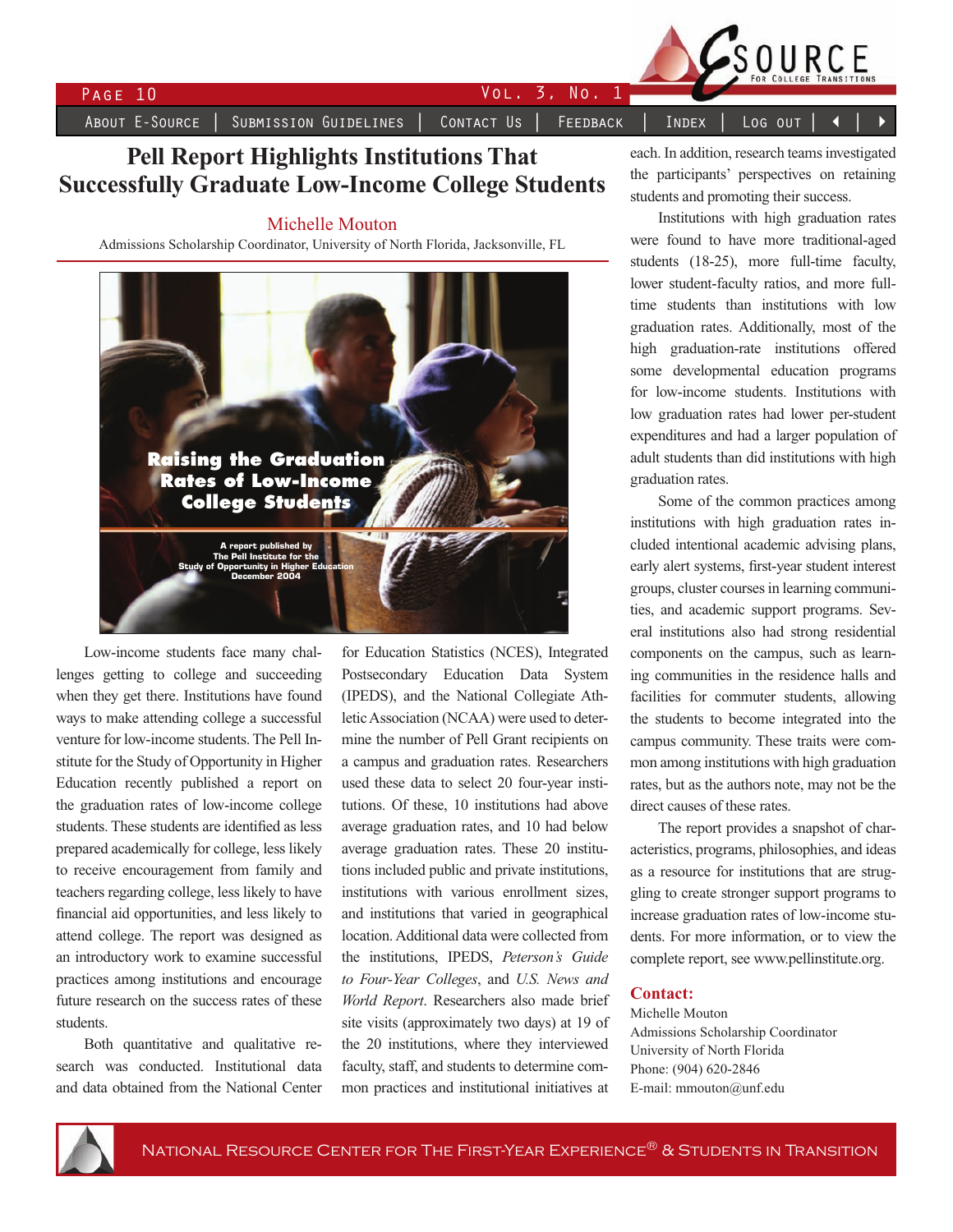# Pell Report Highlights Institutions That Successfully Graduate Low-Income College Students

Michelle Mouton

Admissions Scholarship Coordinator, University of North Florida, Jacksonville, FL

Low-income students face many challenges getting to college and succeeding when they get there. Institutions have found ways to make attending college a successful venture for low-income students. The Pell Institute for the Study of Opportunity in Higher Education recently published a report on the graduation rates of low-income college students. These students are identified as less prepared academically for college, less likely to receive encouragement from family and teachers regarding college, less likely to have financial aid opportunities, and less likely to attend college. The report was designed as an introductory work to examine successful practices among institutions and encourage future research on the success rates of these students.

Both quantitative and qualitative research was conducted. Institutional data and data obtained from the National Center for Education Statistics (NCES), Integrated Postsecondary Education Data System (IPEDS), and the National Collegiate Athletic Association (NCAA) were used to determine the number of Pell Grant recipients on a campus and graduation rates. Researchers used these data to select 20 four-year institutions. Of these, 10 institutions had above average graduation rates, and 10 had below average graduation rates. These 20 institutions included public and private institutions, institutions with various enrollment sizes, and institutions that varied in geographical location. Additional data were collected from the institutions, IPEDS, *Peterson's Guide to Four-Year Colleges*, and *U.S. News and World Report*. Researchers also made brief site visits (approximately two days) at 19 of the 20 institutions, where they interviewed faculty, staff, and students to determine common practices and institutional initiatives at each. In addition, research teams investigated the participants' perspectives on retaining students and promoting their success.

Institutions with high graduation rates were found to have more traditional-aged students (18-25), more full-time faculty, lower student-faculty ratios, and more full-time students than institutions with low graduation rates. Additionally, most of the high graduation-rate institutions offered some developmental education programs for low-income students. Institutions with low graduation rates had lower per-student expenditures and had a larger population of adult students than did institutions with high graduation rates.

Some of the common practices among institutions with high graduation rates included intentional academic advising plans, early alert systems, first-year student interest groups, cluster courses in learning communities, and academic support programs. Several institutions also had strong residential components on the campus, such as learning communities in the residence halls and facilities for commuter students, allowing the students to become integrated into the campus community. These traits were common among institutions with high graduation rates, but as the authors note, may not be the direct causes of these rates.

The report provides a snapshot of characteristics, programs, philosophies, and ideas as a resource for institutions that are struggling to create stronger support programs to increase graduation rates of low-income students. For more information, or to view the complete report, see www.pellinstitute.org.

**Contact:**

Michelle Mouton
Admissions Scholarship Coordinator
University of North Florida
Phone: (904) 620-2846
E-mail: mmouton@unf.edu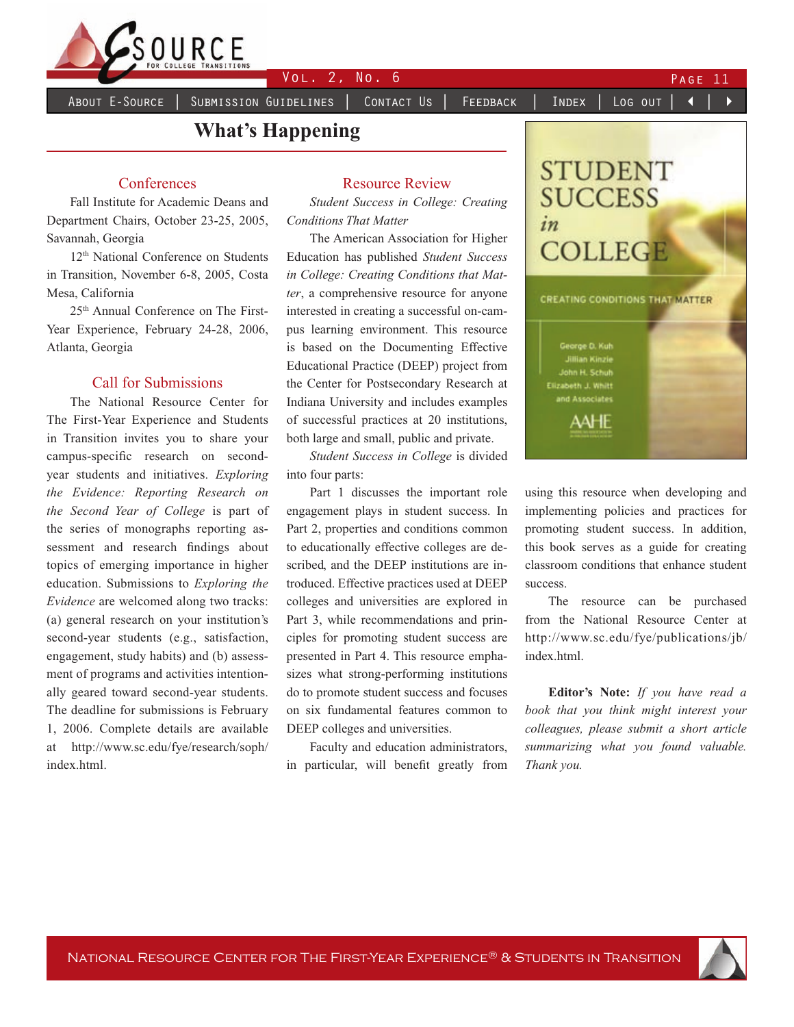# What's Happening

## Conferences

Fall Institute for Academic Deans and Department Chairs, October 23-25, 2005, Savannah, Georgia

12th National Conference on Students in Transition, November 6-8, 2005, Costa Mesa, California

25th Annual Conference on The First-Year Experience, February 24-28, 2006, Atlanta, Georgia

## Call for Submissions

The National Resource Center for The First-Year Experience and Students in Transition invites you to share your campus-specific research on second-year students and initiatives. *Exploring the Evidence: Reporting Research on the Second Year of College* is part of the series of monographs reporting assessment and research findings about topics of emerging importance in higher education. Submissions to *Exploring the Evidence* are welcomed along two tracks: (a) general research on your institution's second-year students (e.g., satisfaction, engagement, study habits) and (b) assessment of programs and activities intentionally geared toward second-year students. The deadline for submissions is February 1, 2006. Complete details are available at http://www.sc.edu/fye/research/soph/index.html.

## Resource Review

*Student Success in College: Creating Conditions That Matter*

The American Association for Higher Education has published *Student Success in College: Creating Conditions that Matter*, a comprehensive resource for anyone interested in creating a successful on-campus learning environment. This resource is based on the Documenting Effective Educational Practice (DEEP) project from the Center for Postsecondary Research at Indiana University and includes examples of successful practices at 20 institutions, both large and small, public and private.

*Student Success in College* is divided into four parts:

Part 1 discusses the important role engagement plays in student success. In Part 2, properties and conditions common to educationally effective colleges are described, and the DEEP institutions are introduced. Effective practices used at DEEP colleges and universities are explored in Part 3, while recommendations and principles for promoting student success are presented in Part 4. This resource emphasizes what strong-performing institutions do to promote student success and focuses on six fundamental features common to DEEP colleges and universities.

Faculty and education administrators, in particular, will benefit greatly from using this resource when developing and implementing policies and practices for promoting student success. In addition, this book serves as a guide for creating classroom conditions that enhance student success.

The resource can be purchased from the National Resource Center at http://www.sc.edu/fye/publications/jb/index.html.

**Editor's Note:** *If you have read a book that you think might interest your colleagues, please submit a short article summarizing what you found valuable. Thank you.*